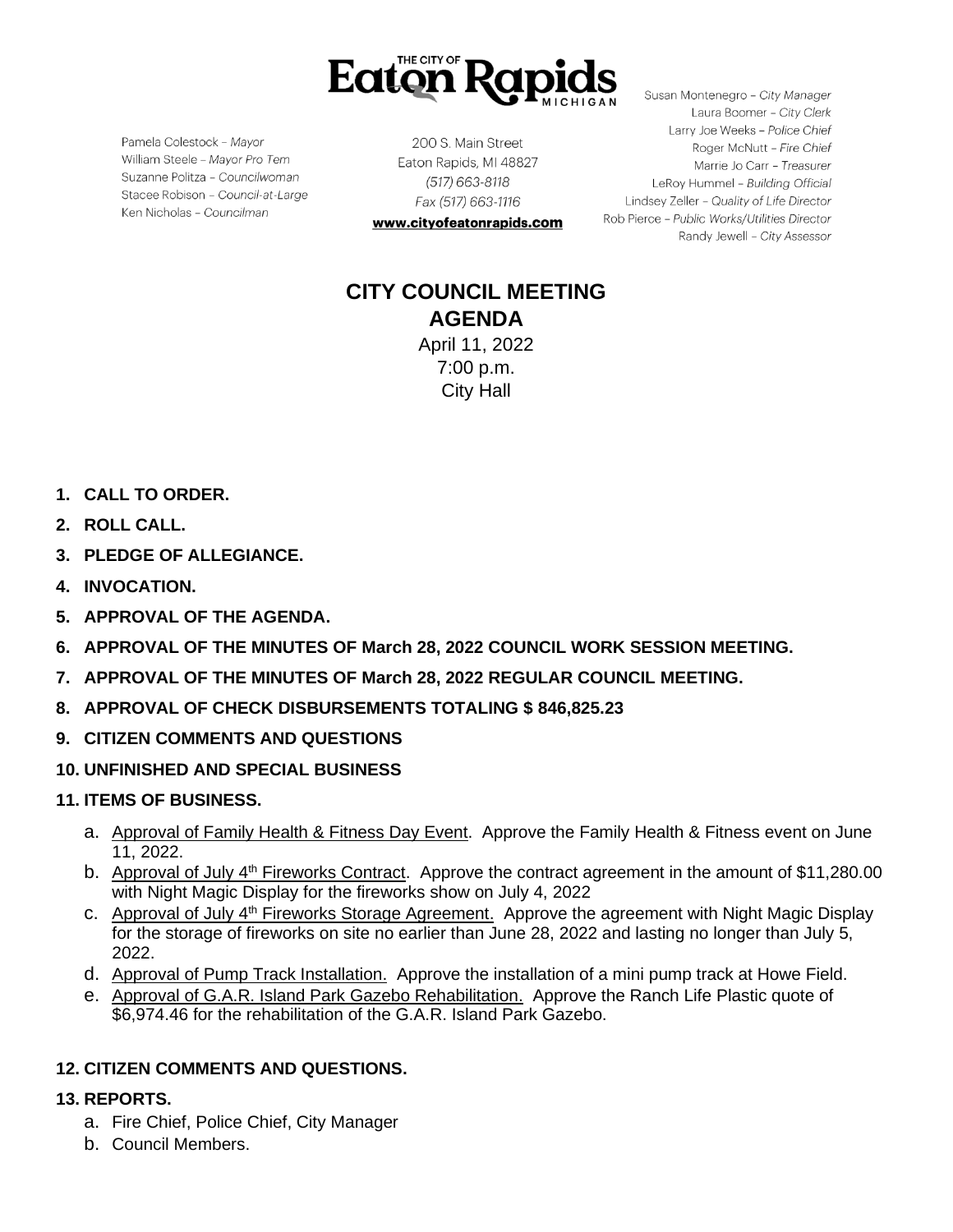# THE CITY OF Eaton Rapids MICHIGAN

Pamela Colestock – *Mayor*
William Steele – *Mayor Pro Tem*
Suzanne Politza – *Councilwoman*
Stacee Robison – *Council-at-Large*
Ken Nicholas – *Councilman*

200 S. Main Street
Eaton Rapids, MI 48827
*(517) 663-8118*
*Fax (517) 663-1116*
**www.cityofeatonrapids.com**

Susan Montenegro – *City Manager*
Laura Boomer – *City Clerk*
Larry Joe Weeks – *Police Chief*
Roger McNutt – *Fire Chief*
Marrie Jo Carr – *Treasurer*
LeRoy Hummel – *Building Official*
Lindsey Zeller – *Quality of Life Director*
Rob Pierce – *Public Works/Utilities Director*
Randy Jewell – *City Assessor*

## CITY COUNCIL MEETING
## AGENDA

April 11, 2022
7:00 p.m.
City Hall

1. **CALL TO ORDER.**
2. **ROLL CALL.**
3. **PLEDGE OF ALLEGIANCE.**
4. **INVOCATION.**
5. **APPROVAL OF THE AGENDA.**
6. **APPROVAL OF THE MINUTES OF March 28, 2022 COUNCIL WORK SESSION MEETING.**
7. **APPROVAL OF THE MINUTES OF March 28, 2022 REGULAR COUNCIL MEETING.**
8. **APPROVAL OF CHECK DISBURSEMENTS TOTALING $ 846,825.23**
9. **CITIZEN COMMENTS AND QUESTIONS**
10. **UNFINISHED AND SPECIAL BUSINESS**
11. **ITEMS OF BUSINESS.**
    a. Approval of Family Health & Fitness Day Event. Approve the Family Health & Fitness event on June 11, 2022.
    b. Approval of July 4th Fireworks Contract. Approve the contract agreement in the amount of $11,280.00 with Night Magic Display for the fireworks show on July 4, 2022
    c. Approval of July 4th Fireworks Storage Agreement. Approve the agreement with Night Magic Display for the storage of fireworks on site no earlier than June 28, 2022 and lasting no longer than July 5, 2022.
    d. Approval of Pump Track Installation. Approve the installation of a mini pump track at Howe Field.
    e. Approval of G.A.R. Island Park Gazebo Rehabilitation. Approve the Ranch Life Plastic quote of $6,974.46 for the rehabilitation of the G.A.R. Island Park Gazebo.
12. **CITIZEN COMMENTS AND QUESTIONS.**
13. **REPORTS.**
    a. Fire Chief, Police Chief, City Manager
    b. Council Members.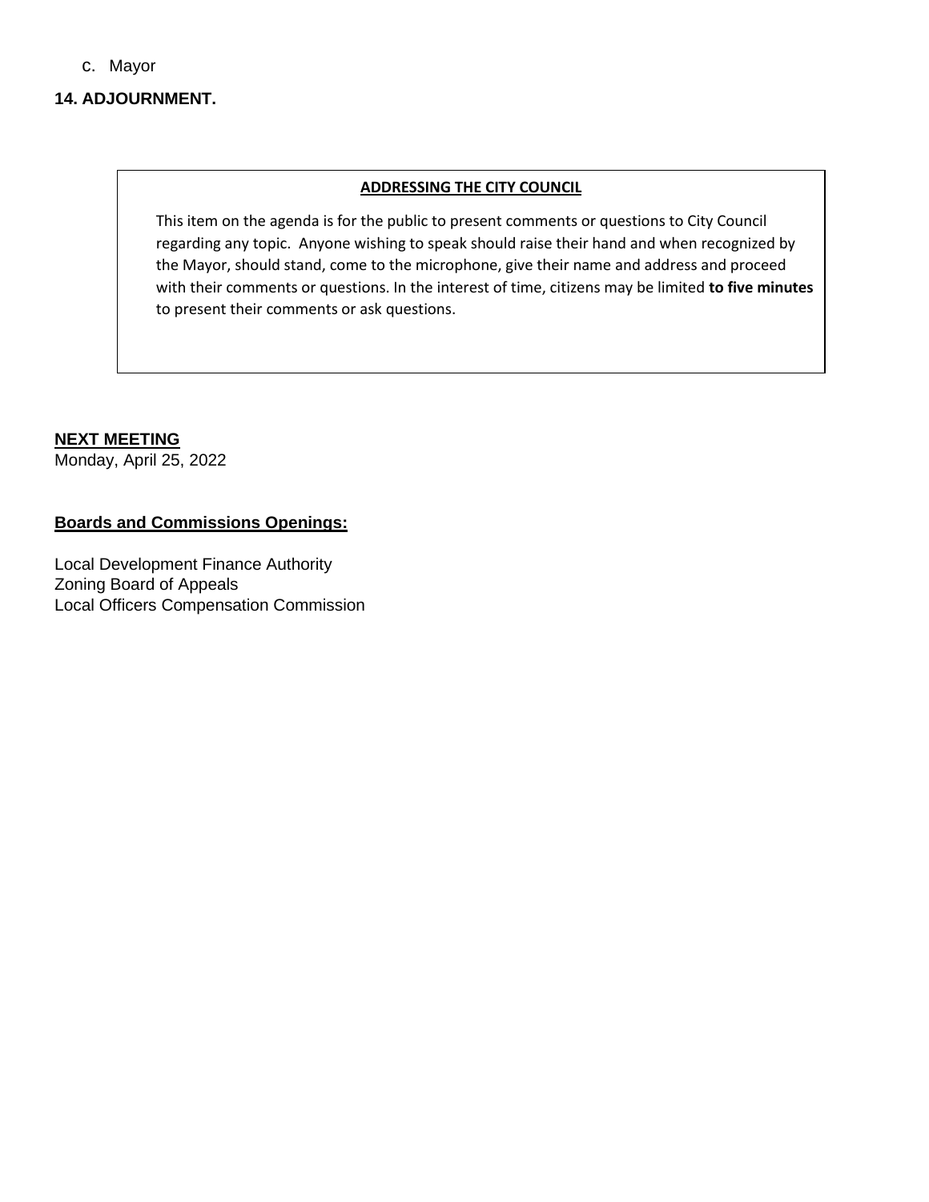c. Mayor

**14. ADJOURNMENT.**

**ADDRESSING THE CITY COUNCIL**

This item on the agenda is for the public to present comments or questions to City Council regarding any topic. Anyone wishing to speak should raise their hand and when recognized by the Mayor, should stand, come to the microphone, give their name and address and proceed with their comments or questions. In the interest of time, citizens may be limited **to five minutes** to present their comments or ask questions.

**NEXT MEETING**

Monday, April 25, 2022

**Boards and Commissions Openings:**

Local Development Finance Authority
Zoning Board of Appeals
Local Officers Compensation Commission